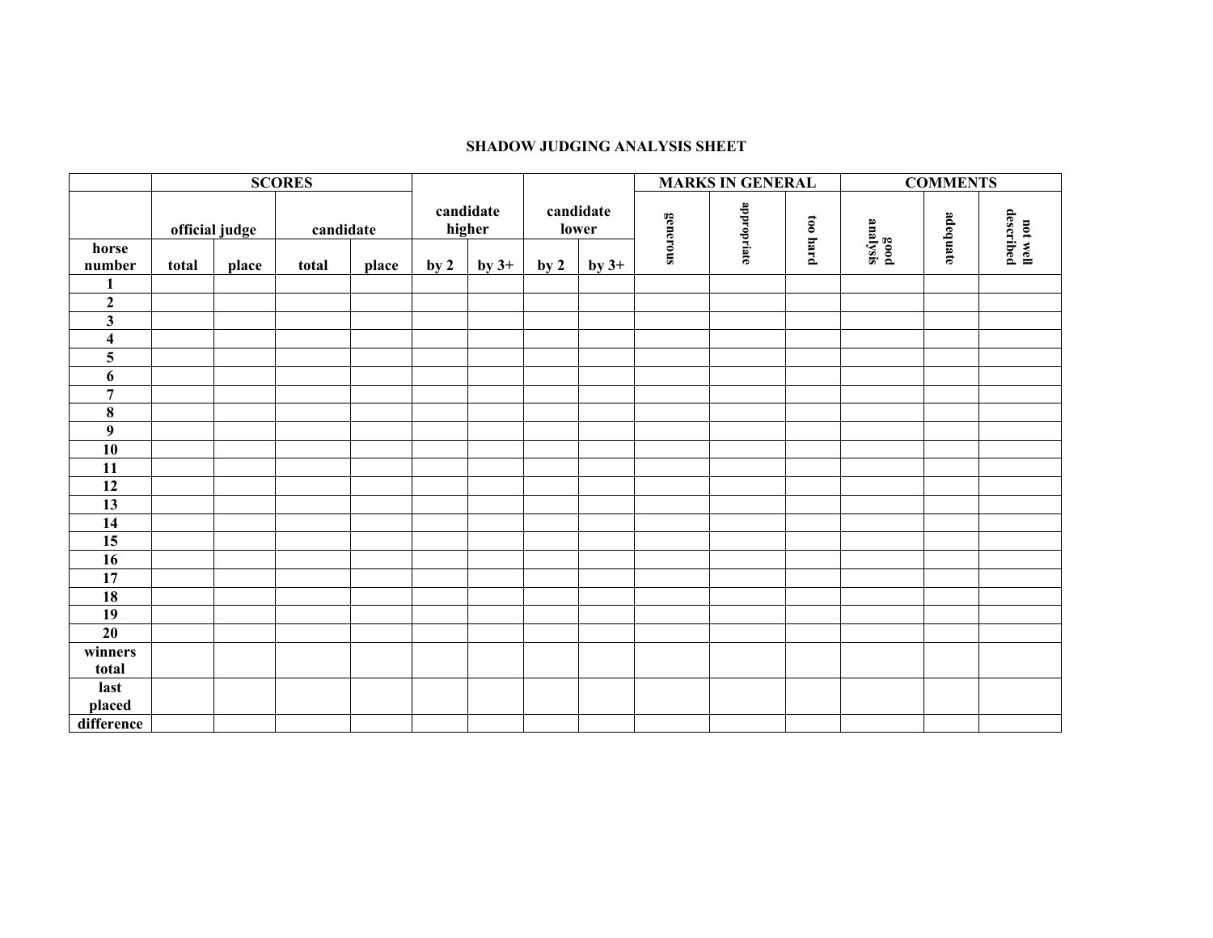**SHADOW JUDGING ANALYSIS SHEET**

| | SCORES | | | | | | | | MARKS IN GENERAL | | | COMMENTS | | |
|---|---|---|---|---|---|---|---|---|---|---|---|---|---|---|
| | official judge | | candidate | | candidate higher | | candidate lower | | generous | appropriate | too hard | good analysis | adequate | not well described |
| horse number | total | place | total | place | by 2 | by 3+ | by 2 | by 3+ | | | | | | |
| 1 | | | | | | | | | | | | | | |
| 2 | | | | | | | | | | | | | | |
| 3 | | | | | | | | | | | | | | |
| 4 | | | | | | | | | | | | | | |
| 5 | | | | | | | | | | | | | | |
| 6 | | | | | | | | | | | | | | |
| 7 | | | | | | | | | | | | | | |
| 8 | | | | | | | | | | | | | | |
| 9 | | | | | | | | | | | | | | |
| 10 | | | | | | | | | | | | | | |
| 11 | | | | | | | | | | | | | | |
| 12 | | | | | | | | | | | | | | |
| 13 | | | | | | | | | | | | | | |
| 14 | | | | | | | | | | | | | | |
| 15 | | | | | | | | | | | | | | |
| 16 | | | | | | | | | | | | | | |
| 17 | | | | | | | | | | | | | | |
| 18 | | | | | | | | | | | | | | |
| 19 | | | | | | | | | | | | | | |
| 20 | | | | | | | | | | | | | | |
| winners total | | | | | | | | | | | | | | |
| last placed | | | | | | | | | | | | | | |
| difference | | | | | | | | | | | | | | |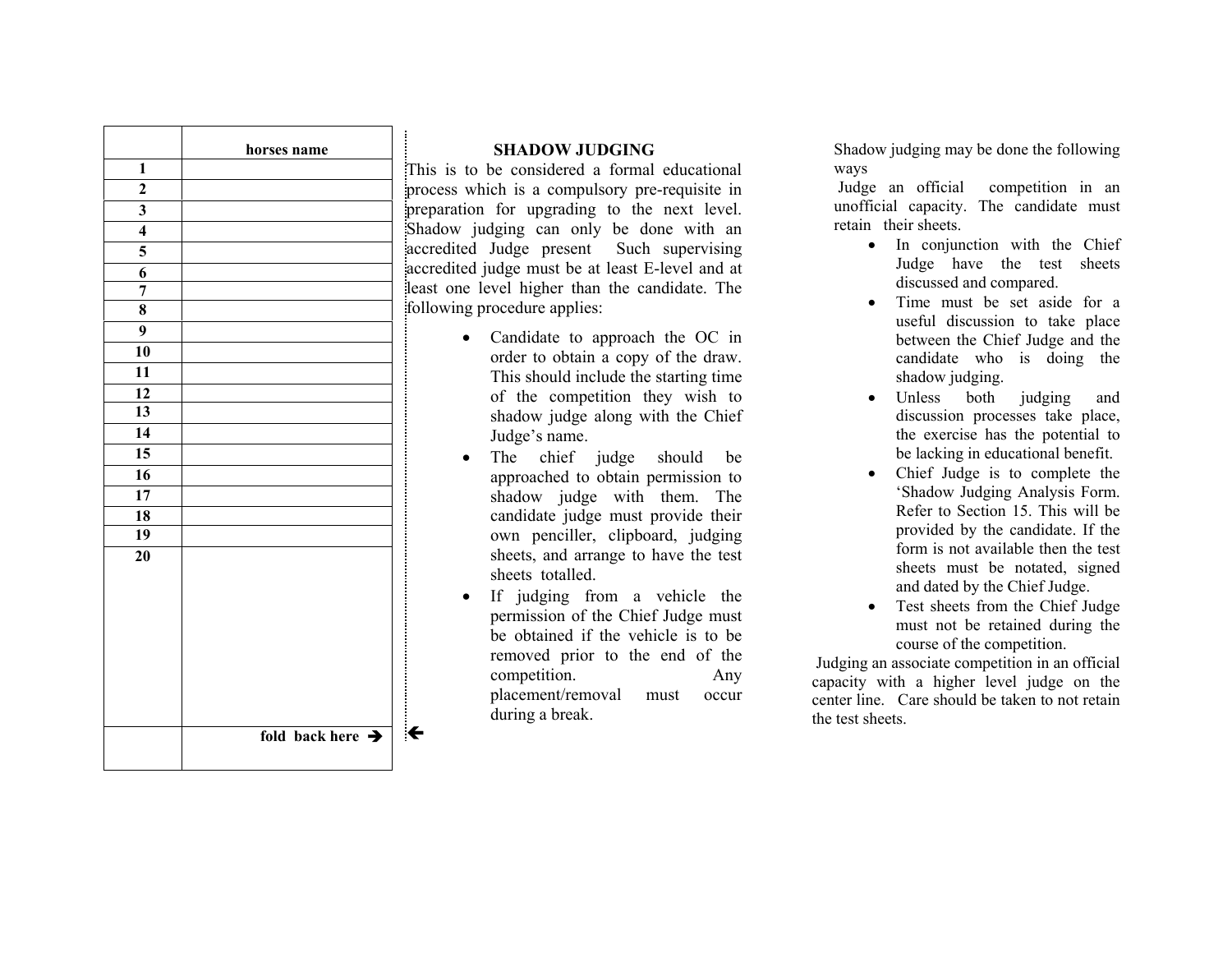| | horses name |
|---|---|
| 1 | |
| 2 | |
| 3 | |
| 4 | |
| 5 | |
| 6 | |
| 7 | |
| 8 | |
| 9 | |
| 10 | |
| 11 | |
| 12 | |
| 13 | |
| 14 | |
| 15 | |
| 16 | |
| 17 | |
| 18 | |
| 19 | |
| 20 | |
| | fold back here ➔ |

➔

## SHADOW JUDGING

This is to be considered a formal educational process which is a compulsory pre-requisite in preparation for upgrading to the next level. Shadow judging can only be done with an accredited Judge present Such supervising accredited judge must be at least E-level and at least one level higher than the candidate. The following procedure applies:

- Candidate to approach the OC in order to obtain a copy of the draw. This should include the starting time of the competition they wish to shadow judge along with the Chief Judge's name.
- The chief judge should be approached to obtain permission to shadow judge with them. The candidate judge must provide their own penciller, clipboard, judging sheets, and arrange to have the test sheets totalled.
- If judging from a vehicle the permission of the Chief Judge must be obtained if the vehicle is to be removed prior to the end of the competition. Any placement/removal must occur during a break.

Shadow judging may be done the following ways

Judge an official competition in an unofficial capacity. The candidate must retain their sheets.

- In conjunction with the Chief Judge have the test sheets discussed and compared.
- Time must be set aside for a useful discussion to take place between the Chief Judge and the candidate who is doing the shadow judging.
- Unless both judging and discussion processes take place, the exercise has the potential to be lacking in educational benefit.
- Chief Judge is to complete the 'Shadow Judging Analysis Form. Refer to Section 15. This will be provided by the candidate. If the form is not available then the test sheets must be notated, signed and dated by the Chief Judge.
- Test sheets from the Chief Judge must not be retained during the course of the competition.

Judging an associate competition in an official capacity with a higher level judge on the center line. Care should be taken to not retain the test sheets.